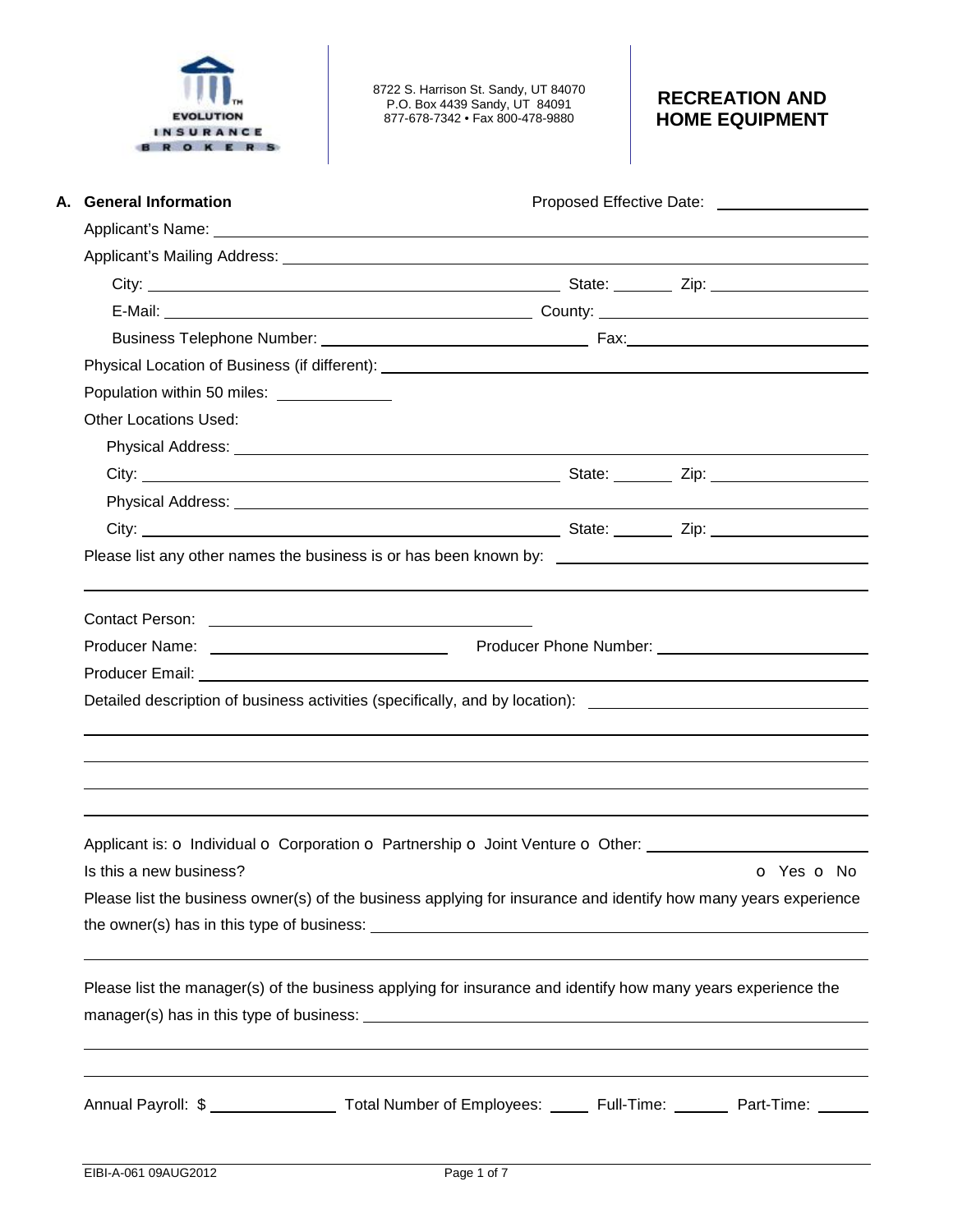EVOLUTION INSURANCE BROKERS

8722 S. Harrison St. Sandy, UT 84070
P.O. Box 4439 Sandy, UT 84091
877-678-7342 • Fax 800-478-9880

# RECREATION AND HOME EQUIPMENT

## A. General Information

Proposed Effective Date: ______________

Applicant's Name: ______________________________

Applicant's Mailing Address: ______________________________

City: ______________ State: ______ Zip: ______________

E-Mail: ______________ County: ______________

Business Telephone Number: ______________ Fax: ______________

Physical Location of Business (if different): ______________________________

Population within 50 miles: ______________

Other Locations Used:

Physical Address: ______________________________

City: ______________ State: ______ Zip: ______________

Physical Address: ______________________________

City: ______________ State: ______ Zip: ______________

Please list any other names the business is or has been known by: ______________________________

______________________________

Contact Person: ______________________________

Producer Name: ______________ Producer Phone Number: ______________

Producer Email: ______________________________

Detailed description of business activities (specifically, and by location): ______________________________

______________________________

______________________________

______________________________

______________________________

Applicant is: o Individual o Corporation o Partnership o Joint Venture o Other: ______________

Is this a new business? o Yes o No

Please list the business owner(s) of the business applying for insurance and identify how many years experience the owner(s) has in this type of business: ______________________________

______________________________

Please list the manager(s) of the business applying for insurance and identify how many years experience the manager(s) has in this type of business: ______________________________

______________________________

______________________________

Annual Payroll: $ ______________ Total Number of Employees: ______ Full-Time: ______ Part-Time: ______

EIBI-A-061 09AUG2012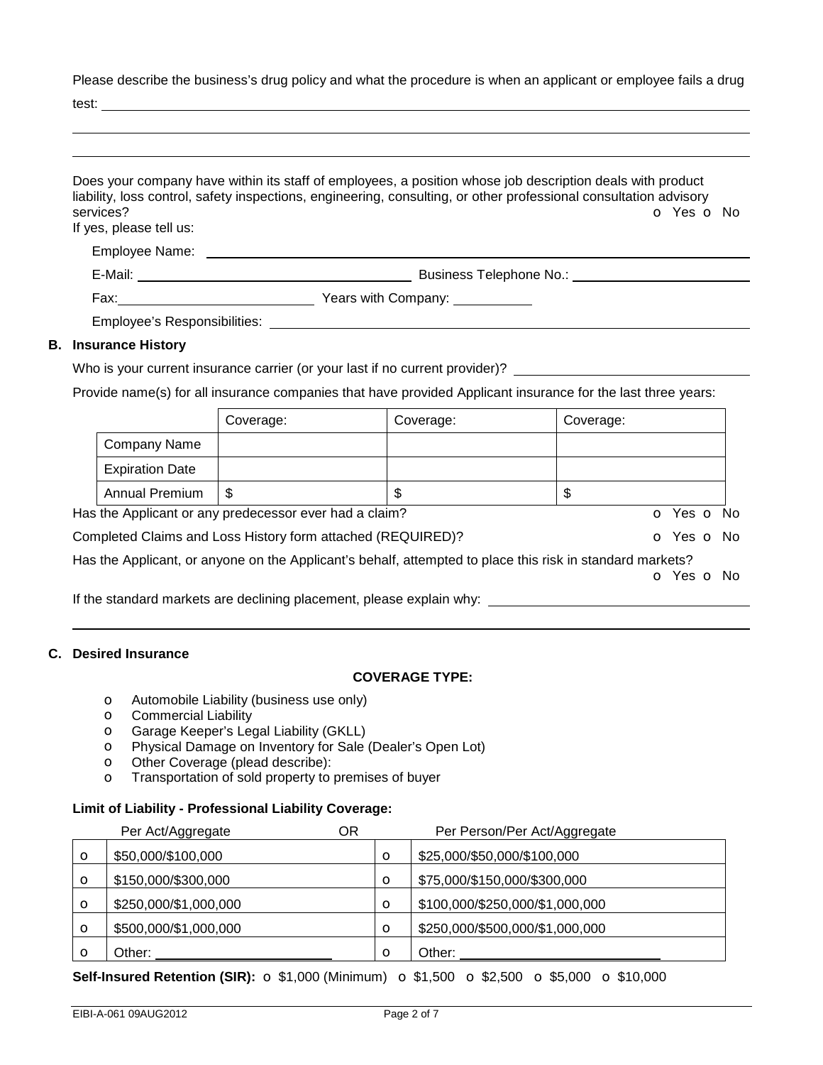Please describe the business's drug policy and what the procedure is when an applicant or employee fails a drug test: ______________________________________________

______________________________________________

______________________________________________

Does your company have within its staff of employees, a position whose job description deals with product liability, loss control, safety inspections, engineering, consulting, or other professional consultation advisory services? o Yes o No

If yes, please tell us:

Employee Name: ______________________________________________

E-Mail: ____________________ Business Telephone No.: ____________________

Fax: ____________________ Years with Company: __________

Employee's Responsibilities: ______________________________________________

**B. Insurance History**

Who is your current insurance carrier (or your last if no current provider)? ____________________

Provide name(s) for all insurance companies that have provided Applicant insurance for the last three years:

| | Coverage: | Coverage: | Coverage: |
|---|---|---|---|
| Company Name | | | |
| Expiration Date | | | |
| Annual Premium | $ | $ | $ |

Has the Applicant or any predecessor ever had a claim? o Yes o No

Completed Claims and Loss History form attached (REQUIRED)? o Yes o No

Has the Applicant, or anyone on the Applicant's behalf, attempted to place this risk in standard markets? o Yes o No

If the standard markets are declining placement, please explain why: ____________________

______________________________________________

**C. Desired Insurance**

**COVERAGE TYPE:**

- o Automobile Liability (business use only)
- o Commercial Liability
- o Garage Keeper's Legal Liability (GKLL)
- o Physical Damage on Inventory for Sale (Dealer's Open Lot)
- o Other Coverage (plead describe):
- o Transportation of sold property to premises of buyer

**Limit of Liability - Professional Liability Coverage:**

| | Per Act/Aggregate OR | | Per Person/Per Act/Aggregate |
|---|---|---|---|
| o | $50,000/$100,000 | o | $25,000/$50,000/$100,000 |
| o | $150,000/$300,000 | o | $75,000/$150,000/$300,000 |
| o | $250,000/$1,000,000 | o | $100,000/$250,000/$1,000,000 |
| o | $500,000/$1,000,000 | o | $250,000/$500,000/$1,000,000 |
| o | Other: ____________ | o | Other: ____________ |

**Self-Insured Retention (SIR):** o $1,000 (Minimum) o $1,500 o $2,500 o $5,000 o $10,000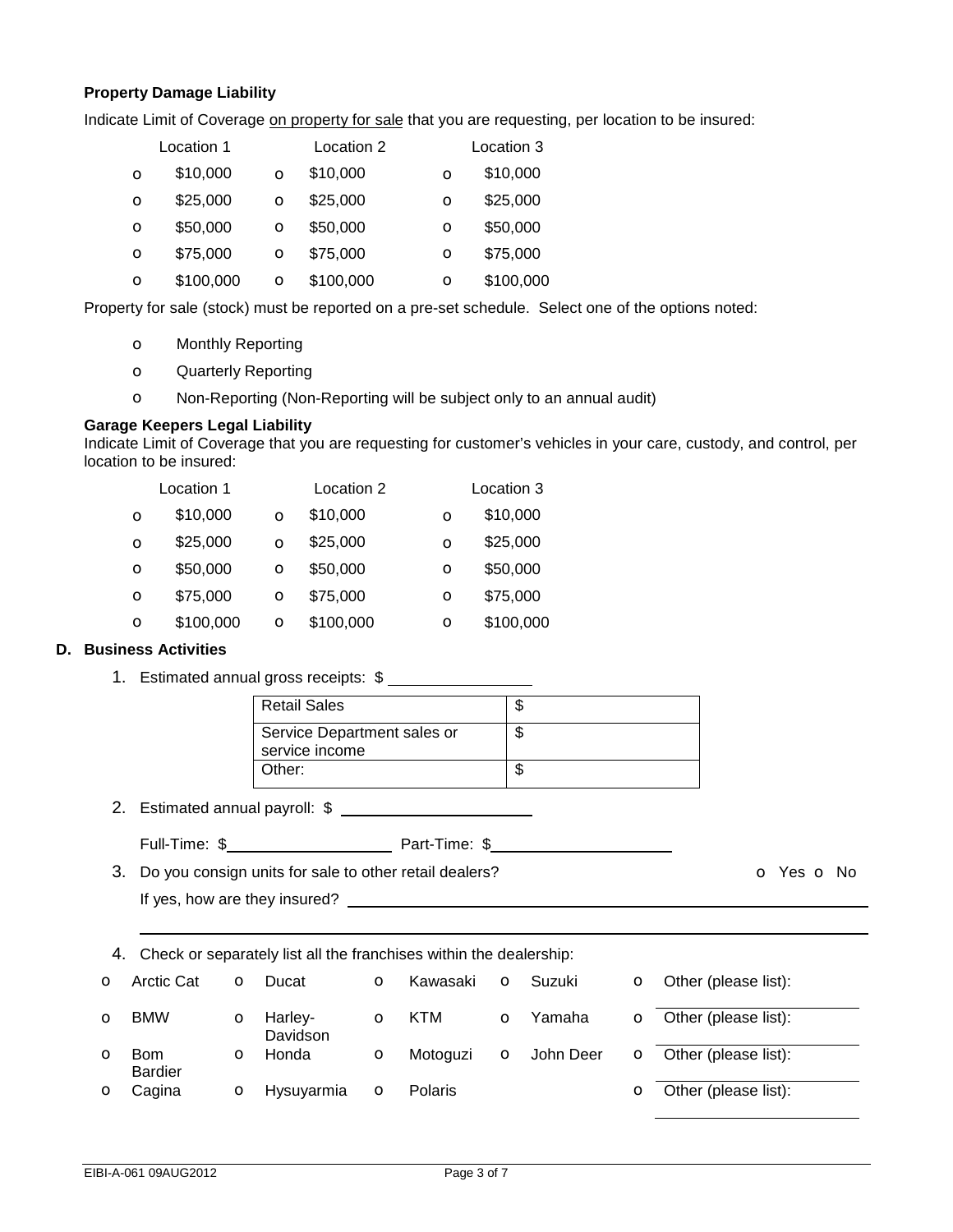**Property Damage Liability**

Indicate Limit of Coverage on property for sale that you are requesting, per location to be insured:

| Location 1 | Location 2 | Location 3 |
|---|---|---|
| o $10,000 | o $10,000 | o $10,000 |
| o $25,000 | o $25,000 | o $25,000 |
| o $50,000 | o $50,000 | o $50,000 |
| o $75,000 | o $75,000 | o $75,000 |
| o $100,000 | o $100,000 | o $100,000 |

Property for sale (stock) must be reported on a pre-set schedule. Select one of the options noted:

- o Monthly Reporting
- o Quarterly Reporting
- o Non-Reporting (Non-Reporting will be subject only to an annual audit)

**Garage Keepers Legal Liability**

Indicate Limit of Coverage that you are requesting for customer's vehicles in your care, custody, and control, per location to be insured:

| Location 1 | Location 2 | Location 3 |
|---|---|---|
| o $10,000 | o $10,000 | o $10,000 |
| o $25,000 | o $25,000 | o $25,000 |
| o $50,000 | o $50,000 | o $50,000 |
| o $75,000 | o $75,000 | o $75,000 |
| o $100,000 | o $100,000 | o $100,000 |

**D. Business Activities**

1. Estimated annual gross receipts: $ ______________

| | |
|---|---|
| Retail Sales | $ |
| Service Department sales or service income | $ |
| Other: | $ |

2. Estimated annual payroll: $ ____________________

   Full-Time: $__________________ Part-Time: $____________________

3. Do you consign units for sale to other retail dealers? o Yes o No

   If yes, how are they insured? ________________________________________________

   ________________________________________________________________________

4. Check or separately list all the franchises within the dealership:

| | | | | |
|---|---|---|---|---|
| o Arctic Cat | o Ducat | o Kawasaki | o Suzuki | o Other (please list): |
| o BMW | o Harley-Davidson | o KTM | o Yamaha | o Other (please list): |
| o Bom Bardier | o Honda | o Motoguzi | o John Deer | o Other (please list): |
| o Cagina | o Hysuyarmia | o Polaris | | o Other (please list): |

EIBI-A-061 09AUG2012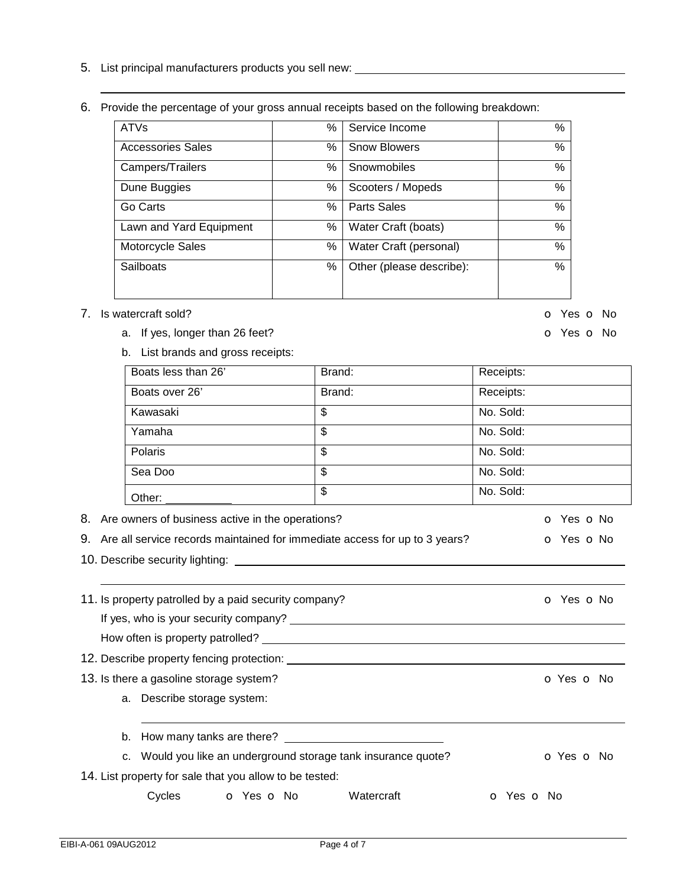5. List principal manufacturers products you sell new: ______________________________________________

______________________________________________________________________________

6. Provide the percentage of your gross annual receipts based on the following breakdown:

| | | | |
|---|---|---|---|
| ATVs | % | Service Income | % |
| Accessories Sales | % | Snow Blowers | % |
| Campers/Trailers | % | Snowmobiles | % |
| Dune Buggies | % | Scooters / Mopeds | % |
| Go Carts | % | Parts Sales | % |
| Lawn and Yard Equipment | % | Water Craft (boats) | % |
| Motorcycle Sales | % | Water Craft (personal) | % |
| Sailboats | % | Other (please describe): | % |

7. Is watercraft sold? o Yes o No
   a. If yes, longer than 26 feet? o Yes o No
   b. List brands and gross receipts:

| | | |
|---|---|---|
| Boats less than 26' | Brand: | Receipts: |
| Boats over 26' | Brand: | Receipts: |
| Kawasaki | $ | No. Sold: |
| Yamaha | $ | No. Sold: |
| Polaris | $ | No. Sold: |
| Sea Doo | $ | No. Sold: |
| Other: __________ | $ | No. Sold: |

8. Are owners of business active in the operations? o Yes o No
9. Are all service records maintained for immediate access for up to 3 years? o Yes o No
10. Describe security lighting: ______________________________________________

______________________________________________________________________________

11. Is property patrolled by a paid security company? o Yes o No
    If yes, who is your security company? ______________________________________________
    How often is property patrolled? ______________________________________________
12. Describe property fencing protection: ______________________________________________
13. Is there a gasoline storage system? o Yes o No
    a. Describe storage system:

    ______________________________________________________________________________

    b. How many tanks are there? ______________________
    c. Would you like an underground storage tank insurance quote? o Yes o No
14. List property for sale that you allow to be tested:
    Cycles o Yes o No Watercraft o Yes o No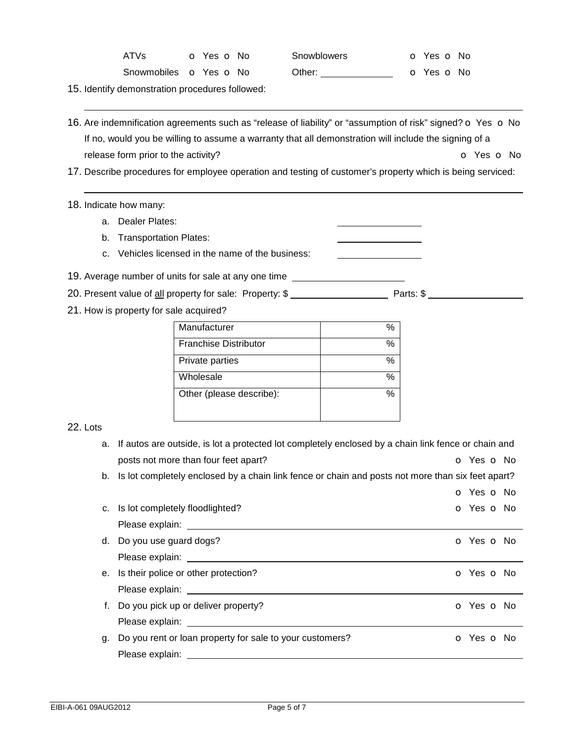| | | | |
|---|---|---|---|
| ATVs | o Yes o No | Snowblowers | o Yes o No |
| Snowmobiles | o Yes o No | Other: ______________ | o Yes o No |

15. Identify demonstration procedures followed:

_______________________________________________________________________________

16. Are indemnification agreements such as "release of liability" or "assumption of risk" signed? o Yes o No
    If no, would you be willing to assume a warranty that all demonstration will include the signing of a release form prior to the activity? o Yes o No

17. Describe procedures for employee operation and testing of customer's property which is being serviced:

_______________________________________________________________________________

18. Indicate how many:
    a. Dealer Plates: ________________
    b. Transportation Plates: ________________
    c. Vehicles licensed in the name of the business: ________________

19. Average number of units for sale at any one time ______________________

20. Present value of all property for sale: Property: $ ____________________ Parts: $ ____________________

21. How is property for sale acquired?

| | |
|---|---|
| Manufacturer | % |
| Franchise Distributor | % |
| Private parties | % |
| Wholesale | % |
| Other (please describe): | % |

22. Lots
    a. If autos are outside, is lot a protected lot completely enclosed by a chain link fence or chain and posts not more than four feet apart? o Yes o No
    b. Is lot completely enclosed by a chain link fence or chain and posts not more than six feet apart? o Yes o No
    c. Is lot completely floodlighted? o Yes o No
       Please explain: ____________________________________________
    d. Do you use guard dogs? o Yes o No
       Please explain: ____________________________________________
    e. Is their police or other protection? o Yes o No
       Please explain: ____________________________________________
    f. Do you pick up or deliver property? o Yes o No
       Please explain: ____________________________________________
    g. Do you rent or loan property for sale to your customers? o Yes o No
       Please explain: ____________________________________________

EIBI-A-061 09AUG2012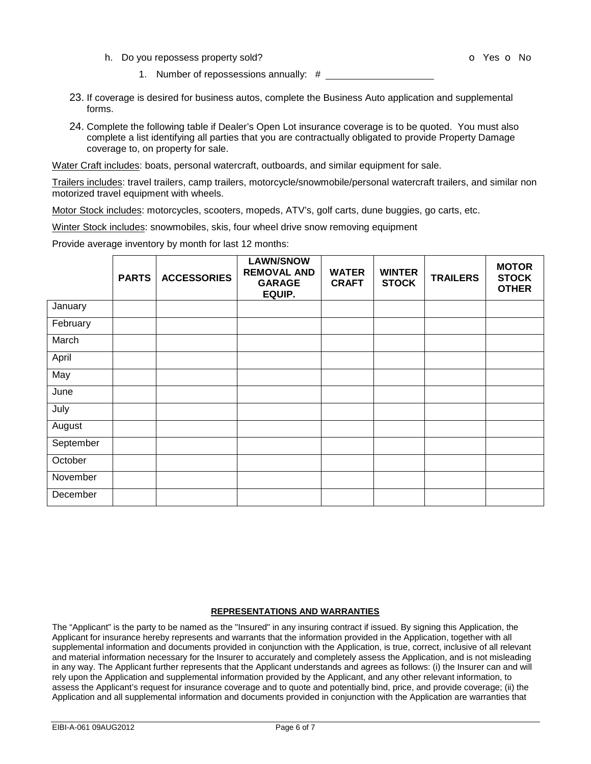h. Do you repossess property sold? o Yes o No

1. Number of repossessions annually: # ____________________

23. If coverage is desired for business autos, complete the Business Auto application and supplemental forms.

24. Complete the following table if Dealer's Open Lot insurance coverage is to be quoted. You must also complete a list identifying all parties that you are contractually obligated to provide Property Damage coverage to, on property for sale.

Water Craft includes: boats, personal watercraft, outboards, and similar equipment for sale.

Trailers includes: travel trailers, camp trailers, motorcycle/snowmobile/personal watercraft trailers, and similar non motorized travel equipment with wheels.

Motor Stock includes: motorcycles, scooters, mopeds, ATV's, golf carts, dune buggies, go carts, etc.

Winter Stock includes: snowmobiles, skis, four wheel drive snow removing equipment

Provide average inventory by month for last 12 months:

| | PARTS | ACCESSORIES | LAWN/SNOW REMOVAL AND GARAGE EQUIP. | WATER CRAFT | WINTER STOCK | TRAILERS | MOTOR STOCK OTHER |
|---|---|---|---|---|---|---|---|
| January | | | | | | | |
| February | | | | | | | |
| March | | | | | | | |
| April | | | | | | | |
| May | | | | | | | |
| June | | | | | | | |
| July | | | | | | | |
| August | | | | | | | |
| September | | | | | | | |
| October | | | | | | | |
| November | | | | | | | |
| December | | | | | | | |

**REPRESENTATIONS AND WARRANTIES**

The "Applicant" is the party to be named as the "Insured" in any insuring contract if issued. By signing this Application, the Applicant for insurance hereby represents and warrants that the information provided in the Application, together with all supplemental information and documents provided in conjunction with the Application, is true, correct, inclusive of all relevant and material information necessary for the Insurer to accurately and completely assess the Application, and is not misleading in any way. The Applicant further represents that the Applicant understands and agrees as follows: (i) the Insurer can and will rely upon the Application and supplemental information provided by the Applicant, and any other relevant information, to assess the Applicant's request for insurance coverage and to quote and potentially bind, price, and provide coverage; (ii) the Application and all supplemental information and documents provided in conjunction with the Application are warranties that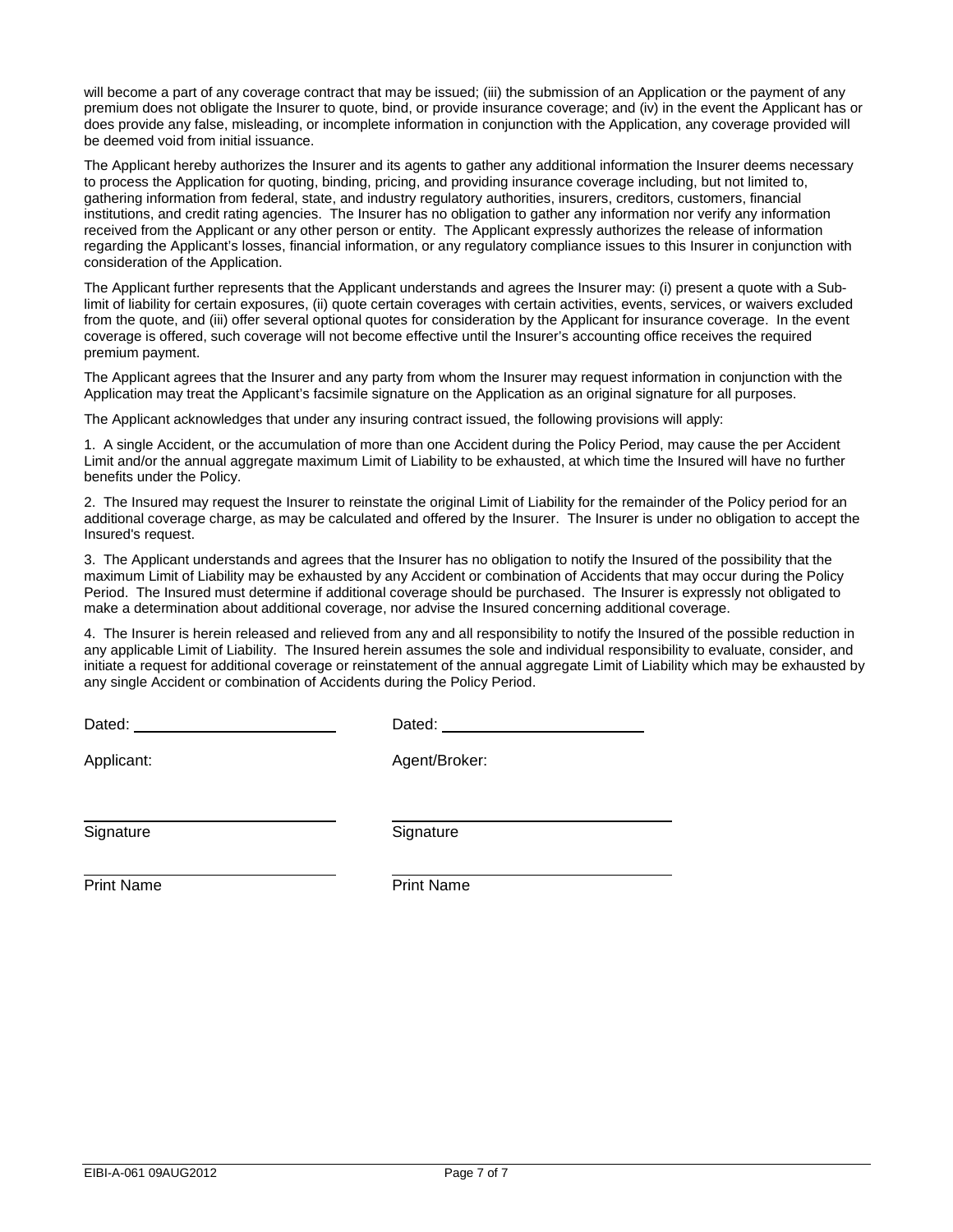will become a part of any coverage contract that may be issued; (iii) the submission of an Application or the payment of any premium does not obligate the Insurer to quote, bind, or provide insurance coverage; and (iv) in the event the Applicant has or does provide any false, misleading, or incomplete information in conjunction with the Application, any coverage provided will be deemed void from initial issuance.

The Applicant hereby authorizes the Insurer and its agents to gather any additional information the Insurer deems necessary to process the Application for quoting, binding, pricing, and providing insurance coverage including, but not limited to, gathering information from federal, state, and industry regulatory authorities, insurers, creditors, customers, financial institutions, and credit rating agencies. The Insurer has no obligation to gather any information nor verify any information received from the Applicant or any other person or entity. The Applicant expressly authorizes the release of information regarding the Applicant's losses, financial information, or any regulatory compliance issues to this Insurer in conjunction with consideration of the Application.

The Applicant further represents that the Applicant understands and agrees the Insurer may: (i) present a quote with a Sub-limit of liability for certain exposures, (ii) quote certain coverages with certain activities, events, services, or waivers excluded from the quote, and (iii) offer several optional quotes for consideration by the Applicant for insurance coverage. In the event coverage is offered, such coverage will not become effective until the Insurer's accounting office receives the required premium payment.

The Applicant agrees that the Insurer and any party from whom the Insurer may request information in conjunction with the Application may treat the Applicant's facsimile signature on the Application as an original signature for all purposes.

The Applicant acknowledges that under any insuring contract issued, the following provisions will apply:

1. A single Accident, or the accumulation of more than one Accident during the Policy Period, may cause the per Accident Limit and/or the annual aggregate maximum Limit of Liability to be exhausted, at which time the Insured will have no further benefits under the Policy.

2. The Insured may request the Insurer to reinstate the original Limit of Liability for the remainder of the Policy period for an additional coverage charge, as may be calculated and offered by the Insurer. The Insurer is under no obligation to accept the Insured's request.

3. The Applicant understands and agrees that the Insurer has no obligation to notify the Insured of the possibility that the maximum Limit of Liability may be exhausted by any Accident or combination of Accidents that may occur during the Policy Period. The Insured must determine if additional coverage should be purchased. The Insurer is expressly not obligated to make a determination about additional coverage, nor advise the Insured concerning additional coverage.

4. The Insurer is herein released and relieved from any and all responsibility to notify the Insured of the possible reduction in any applicable Limit of Liability. The Insured herein assumes the sole and individual responsibility to evaluate, consider, and initiate a request for additional coverage or reinstatement of the annual aggregate Limit of Liability which may be exhausted by any single Accident or combination of Accidents during the Policy Period.

| | |
|---|---|
| Dated: ______________________ | Dated: ______________________ |
| Applicant: | Agent/Broker: |
| ______________________ | ______________________ |
| Signature | Signature |
| ______________________ | ______________________ |
| Print Name | Print Name |

EIBI-A-061 09AUG2012